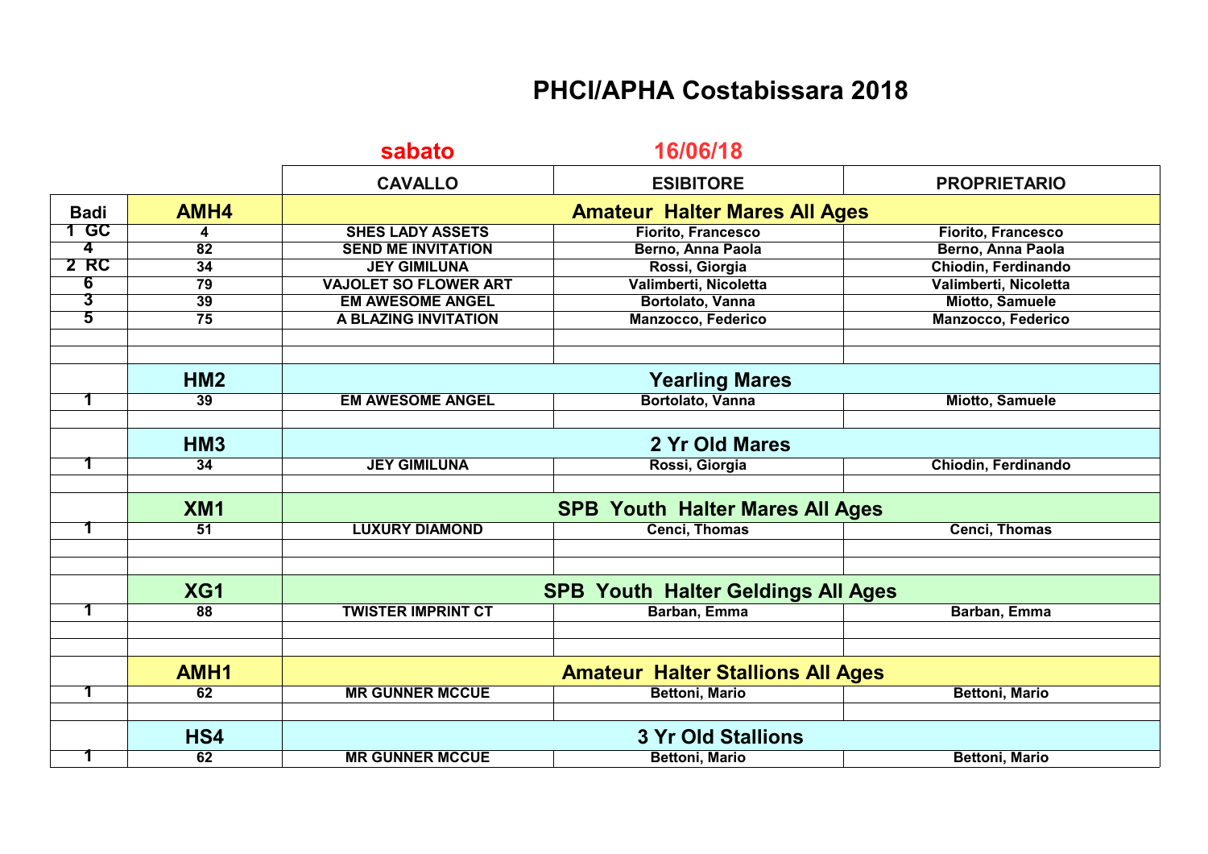# PHCI/APHA Costabissara 2018

**sabato** **16/06/18**

| Badi | | CAVALLO | ESIBITORE | PROPRIETARIO |
|---|---|---|---|---|
| | **AMH4** | **Amateur Halter Mares All Ages** | | |
| 1 GC | 4 | SHES LADY ASSETS | Fiorito, Francesco | Fiorito, Francesco |
| 4 | 82 | SEND ME INVITATION | Berno, Anna Paola | Berno, Anna Paola |
| 2 RC | 34 | JEY GIMILUNA | Rossi, Giorgia | Chiodin, Ferdinando |
| 6 | 79 | VAJOLET SO FLOWER ART | Valimberti, Nicoletta | Valimberti, Nicoletta |
| 3 | 39 | EM AWESOME ANGEL | Bortolato, Vanna | Miotto, Samuele |
| 5 | 75 | A BLAZING INVITATION | Manzocco, Federico | Manzocco, Federico |
| | | | | |
| | | | | |
| | **HM2** | **Yearling Mares** | | |
| 1 | 39 | EM AWESOME ANGEL | Bortolato, Vanna | Miotto, Samuele |
| | | | | |
| | **HM3** | **2 Yr Old Mares** | | |
| 1 | 34 | JEY GIMILUNA | Rossi, Giorgia | Chiodin, Ferdinando |
| | | | | |
| | **XM1** | **SPB Youth Halter Mares All Ages** | | |
| 1 | 51 | LUXURY DIAMOND | Cenci, Thomas | Cenci, Thomas |
| | | | | |
| | | | | |
| | **XG1** | **SPB Youth Halter Geldings All Ages** | | |
| 1 | 88 | TWISTER IMPRINT CT | Barban, Emma | Barban, Emma |
| | | | | |
| | | | | |
| | **AMH1** | **Amateur Halter Stallions All Ages** | | |
| 1 | 62 | MR GUNNER MCCUE | Bettoni, Mario | Bettoni, Mario |
| | | | | |
| | **HS4** | **3 Yr Old Stallions** | | |
| 1 | 62 | MR GUNNER MCCUE | Bettoni, Mario | Bettoni, Mario |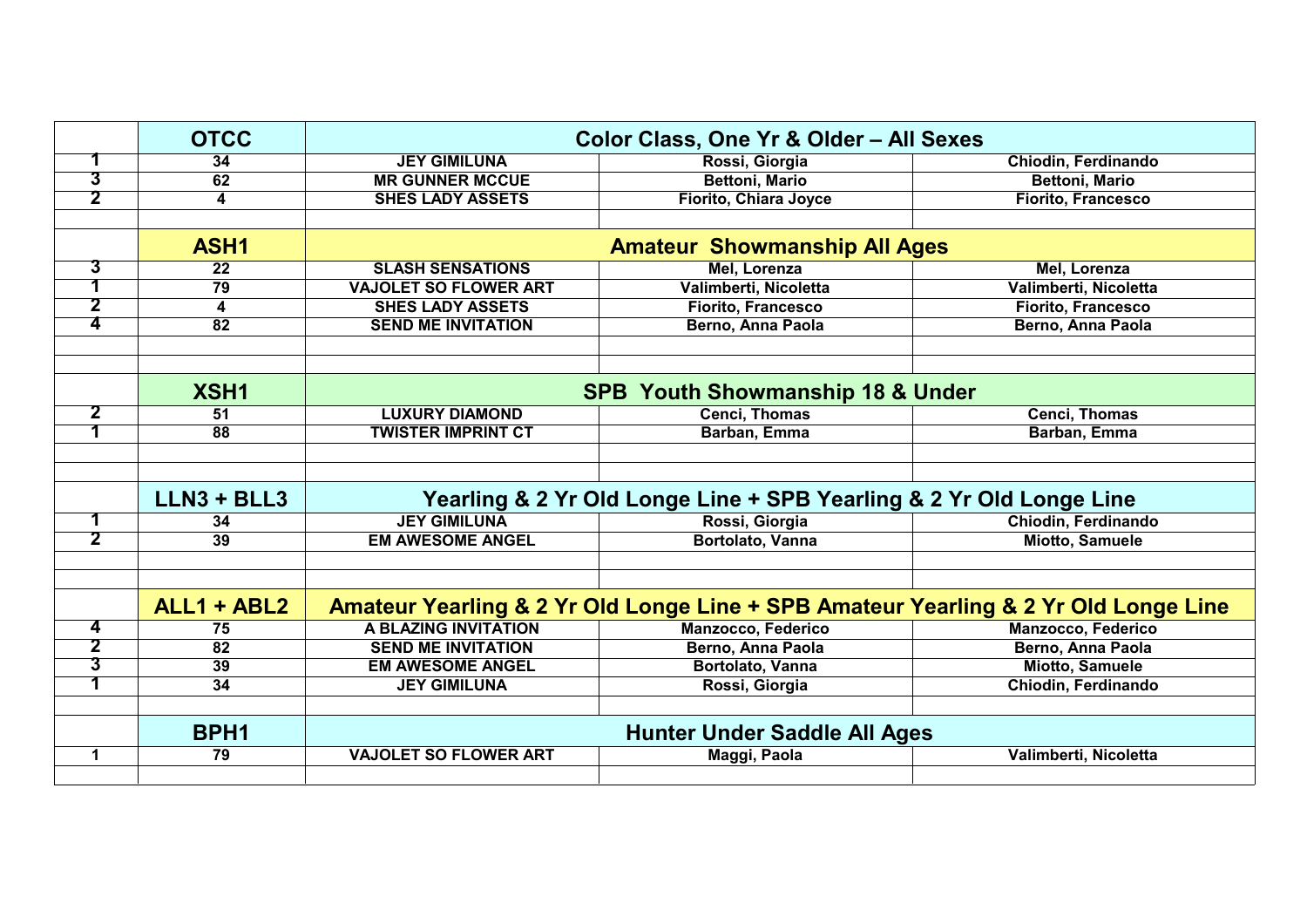| | OTCC | Color Class, One Yr & Older – All Sexes | | |
|---|---|---|---|---|
| 1 | 34 | JEY GIMILUNA | Rossi, Giorgia | Chiodin, Ferdinando |
| 3 | 62 | MR GUNNER MCCUE | Bettoni, Mario | Bettoni, Mario |
| 2 | 4 | SHES LADY ASSETS | Fiorito, Chiara Joyce | Fiorito, Francesco |
| | | | | |
| | ASH1 | Amateur Showmanship All Ages | | |
| 3 | 22 | SLASH SENSATIONS | Mel, Lorenza | Mel, Lorenza |
| 1 | 79 | VAJOLET SO FLOWER ART | Valimberti, Nicoletta | Valimberti, Nicoletta |
| 2 | 4 | SHES LADY ASSETS | Fiorito, Francesco | Fiorito, Francesco |
| 4 | 82 | SEND ME INVITATION | Berno, Anna Paola | Berno, Anna Paola |
| | | | | |
| | | | | |
| | XSH1 | SPB Youth Showmanship 18 & Under | | |
| 2 | 51 | LUXURY DIAMOND | Cenci, Thomas | Cenci, Thomas |
| 1 | 88 | TWISTER IMPRINT CT | Barban, Emma | Barban, Emma |
| | | | | |
| | | | | |
| | LLN3 + BLL3 | Yearling & 2 Yr Old Longe Line + SPB Yearling & 2 Yr Old Longe Line | | |
| 1 | 34 | JEY GIMILUNA | Rossi, Giorgia | Chiodin, Ferdinando |
| 2 | 39 | EM AWESOME ANGEL | Bortolato, Vanna | Miotto, Samuele |
| | | | | |
| | | | | |
| | ALL1 + ABL2 | Amateur Yearling & 2 Yr Old Longe Line + SPB Amateur Yearling & 2 Yr Old Longe Line | | |
| 4 | 75 | A BLAZING INVITATION | Manzocco, Federico | Manzocco, Federico |
| 2 | 82 | SEND ME INVITATION | Berno, Anna Paola | Berno, Anna Paola |
| 3 | 39 | EM AWESOME ANGEL | Bortolato, Vanna | Miotto, Samuele |
| 1 | 34 | JEY GIMILUNA | Rossi, Giorgia | Chiodin, Ferdinando |
| | | | | |
| | BPH1 | Hunter Under Saddle All Ages | | |
| 1 | 79 | VAJOLET SO FLOWER ART | Maggi, Paola | Valimberti, Nicoletta |
| | | | | |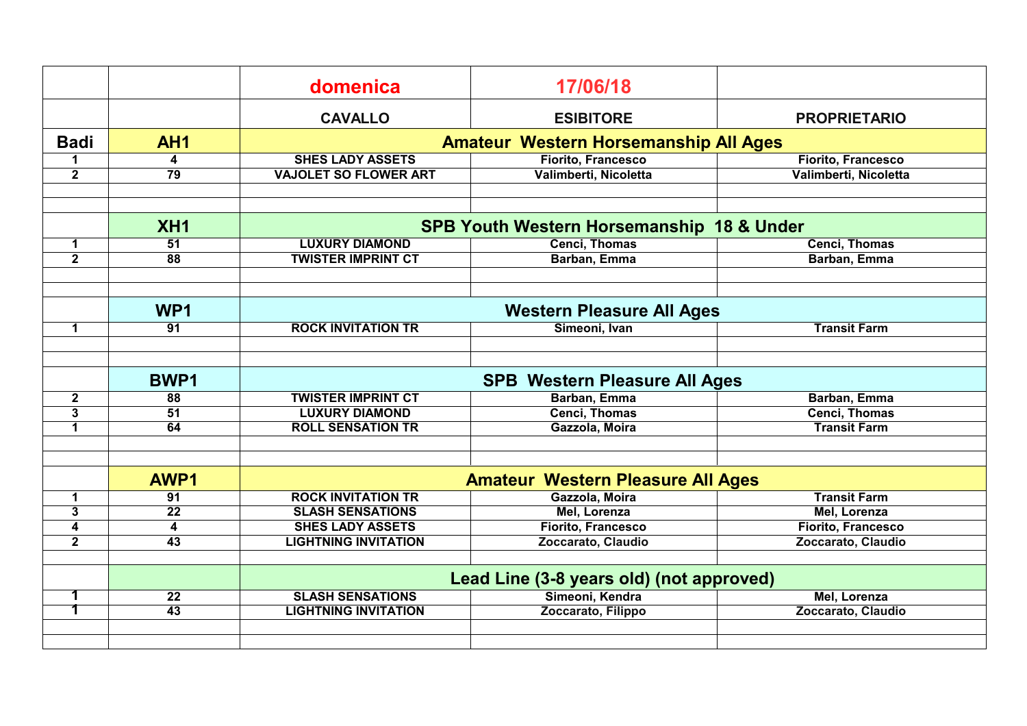| | | domenica | 17/06/18 | |
|---|---|---|---|---|
| | | CAVALLO | ESIBITORE | PROPRIETARIO |
| Badi | AH1 | Amateur Western Horsemanship All Ages | | |
| 1 | 4 | SHES LADY ASSETS | Fiorito, Francesco | Fiorito, Francesco |
| 2 | 79 | VAJOLET SO FLOWER ART | Valimberti, Nicoletta | Valimberti, Nicoletta |
| | | | | |
| | | | | |
| | XH1 | SPB Youth Western Horsemanship 18 & Under | | |
| 1 | 51 | LUXURY DIAMOND | Cenci, Thomas | Cenci, Thomas |
| 2 | 88 | TWISTER IMPRINT CT | Barban, Emma | Barban, Emma |
| | | | | |
| | | | | |
| | WP1 | Western Pleasure All Ages | | |
| 1 | 91 | ROCK INVITATION TR | Simeoni, Ivan | Transit Farm |
| | | | | |
| | | | | |
| | BWP1 | SPB Western Pleasure All Ages | | |
| 2 | 88 | TWISTER IMPRINT CT | Barban, Emma | Barban, Emma |
| 3 | 51 | LUXURY DIAMOND | Cenci, Thomas | Cenci, Thomas |
| 1 | 64 | ROLL SENSATION TR | Gazzola, Moira | Transit Farm |
| | | | | |
| | | | | |
| | AWP1 | Amateur Western Pleasure All Ages | | |
| 1 | 91 | ROCK INVITATION TR | Gazzola, Moira | Transit Farm |
| 3 | 22 | SLASH SENSATIONS | Mel, Lorenza | Mel, Lorenza |
| 4 | 4 | SHES LADY ASSETS | Fiorito, Francesco | Fiorito, Francesco |
| 2 | 43 | LIGHTNING INVITATION | Zoccarato, Claudio | Zoccarato, Claudio |
| | | | | |
| | | Lead Line (3-8 years old) (not approved) | | |
| 1 | 22 | SLASH SENSATIONS | Simeoni, Kendra | Mel, Lorenza |
| 1 | 43 | LIGHTNING INVITATION | Zoccarato, Filippo | Zoccarato, Claudio |
| | | | | |
| | | | | |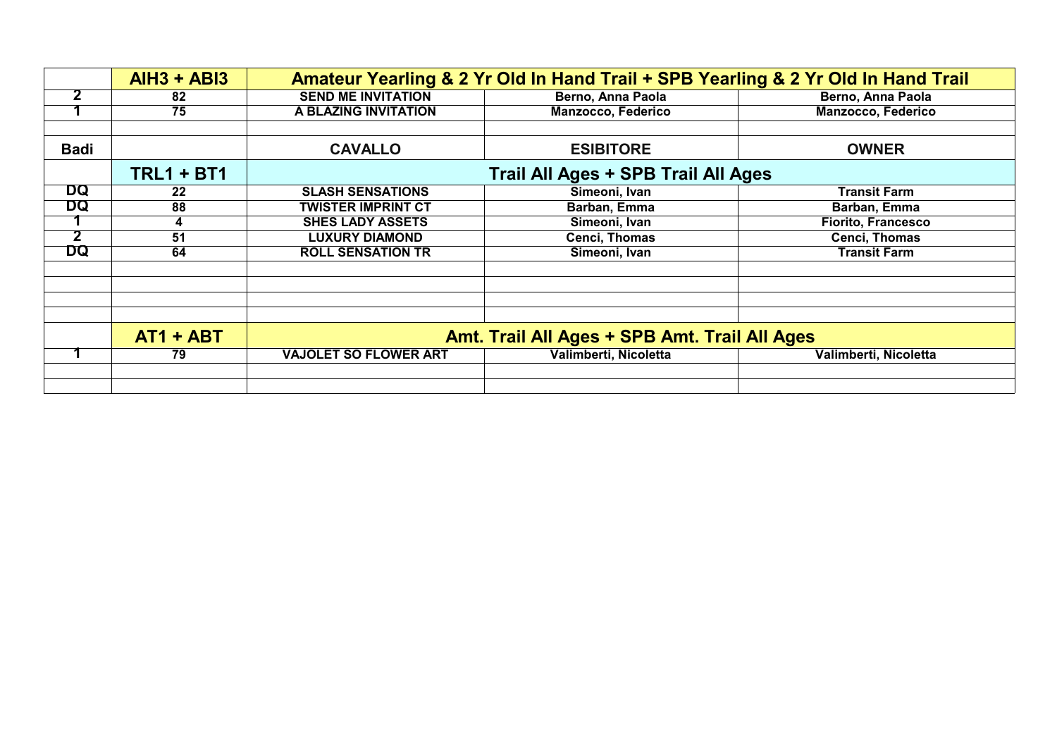| | | | | |
|---|---|---|---|---|
| | **AIH3 + ABI3** | **Amateur Yearling & 2 Yr Old In Hand Trail + SPB Yearling & 2 Yr Old In Hand Trail** | | |
| **2** | **82** | **SEND ME INVITATION** | **Berno, Anna Paola** | **Berno, Anna Paola** |
| **1** | **75** | **A BLAZING INVITATION** | **Manzocco, Federico** | **Manzocco, Federico** |
| | | | | |
| **Badi** | | **CAVALLO** | **ESIBITORE** | **OWNER** |
| | **TRL1 + BT1** | **Trail All Ages + SPB Trail All Ages** | | |
| **DQ** | **22** | **SLASH SENSATIONS** | **Simeoni, Ivan** | **Transit Farm** |
| **DQ** | **88** | **TWISTER IMPRINT CT** | **Barban, Emma** | **Barban, Emma** |
| **1** | **4** | **SHES LADY ASSETS** | **Simeoni, Ivan** | **Fiorito, Francesco** |
| **2** | **51** | **LUXURY DIAMOND** | **Cenci, Thomas** | **Cenci, Thomas** |
| **DQ** | **64** | **ROLL SENSATION TR** | **Simeoni, Ivan** | **Transit Farm** |
| | | | | |
| | | | | |
| | | | | |
| | | | | |
| | **AT1 + ABT** | **Amt. Trail All Ages + SPB Amt. Trail All Ages** | | |
| **1** | **79** | **VAJOLET SO FLOWER ART** | **Valimberti, Nicoletta** | **Valimberti, Nicoletta** |
| | | | | |
| | | | | |